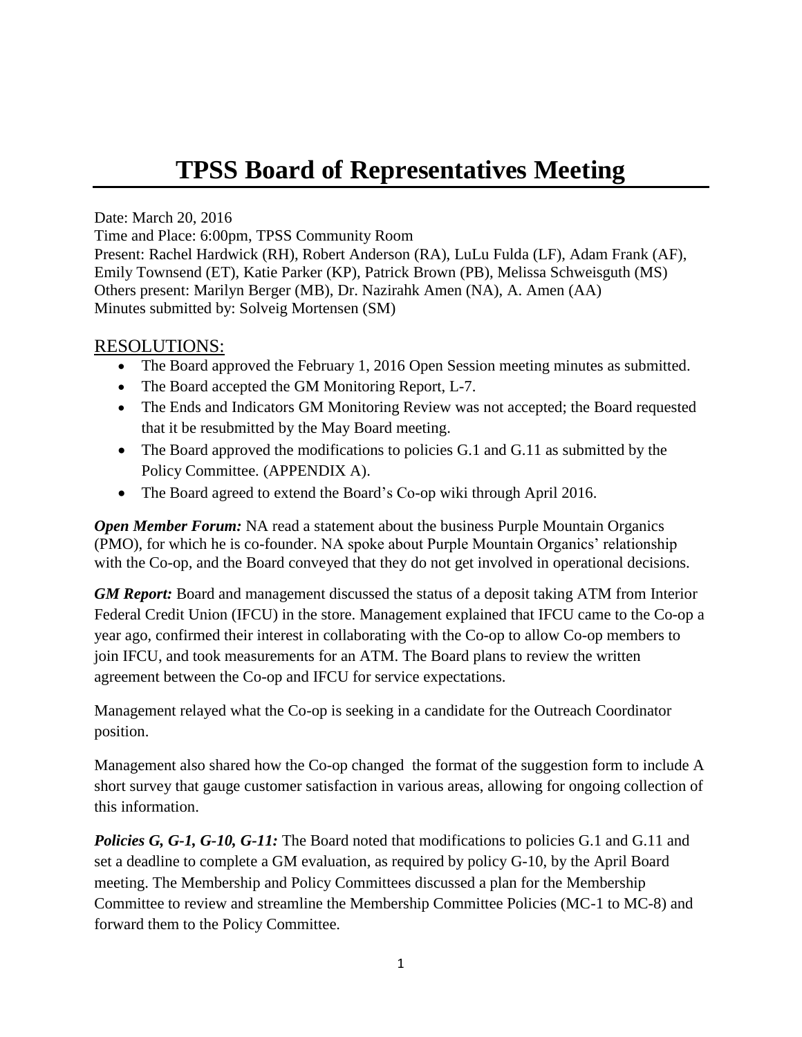# TPSS Board of Representatives Meeting

Date: March 20, 2016
Time and Place: 6:00pm, TPSS Community Room
Present: Rachel Hardwick (RH), Robert Anderson (RA), LuLu Fulda (LF), Adam Frank (AF), Emily Townsend (ET), Katie Parker (KP), Patrick Brown (PB), Melissa Schweisguth (MS)
Others present: Marilyn Berger (MB), Dr. Nazirahk Amen (NA), A. Amen (AA)
Minutes submitted by: Solveig Mortensen (SM)

## RESOLUTIONS:

- The Board approved the February 1, 2016 Open Session meeting minutes as submitted.
- The Board accepted the GM Monitoring Report, L-7.
- The Ends and Indicators GM Monitoring Review was not accepted; the Board requested that it be resubmitted by the May Board meeting.
- The Board approved the modifications to policies G.1 and G.11 as submitted by the Policy Committee. (APPENDIX A).
- The Board agreed to extend the Board's Co-op wiki through April 2016.

***Open Member Forum:*** NA read a statement about the business Purple Mountain Organics (PMO), for which he is co-founder. NA spoke about Purple Mountain Organics' relationship with the Co-op, and the Board conveyed that they do not get involved in operational decisions.

***GM Report:*** Board and management discussed the status of a deposit taking ATM from Interior Federal Credit Union (IFCU) in the store. Management explained that IFCU came to the Co-op a year ago, confirmed their interest in collaborating with the Co-op to allow Co-op members to join IFCU, and took measurements for an ATM. The Board plans to review the written agreement between the Co-op and IFCU for service expectations.

Management relayed what the Co-op is seeking in a candidate for the Outreach Coordinator position.

Management also shared how the Co-op changed the format of the suggestion form to include A short survey that gauge customer satisfaction in various areas, allowing for ongoing collection of this information.

***Policies G, G-1, G-10, G-11:*** The Board noted that modifications to policies G.1 and G.11 and set a deadline to complete a GM evaluation, as required by policy G-10, by the April Board meeting. The Membership and Policy Committees discussed a plan for the Membership Committee to review and streamline the Membership Committee Policies (MC-1 to MC-8) and forward them to the Policy Committee.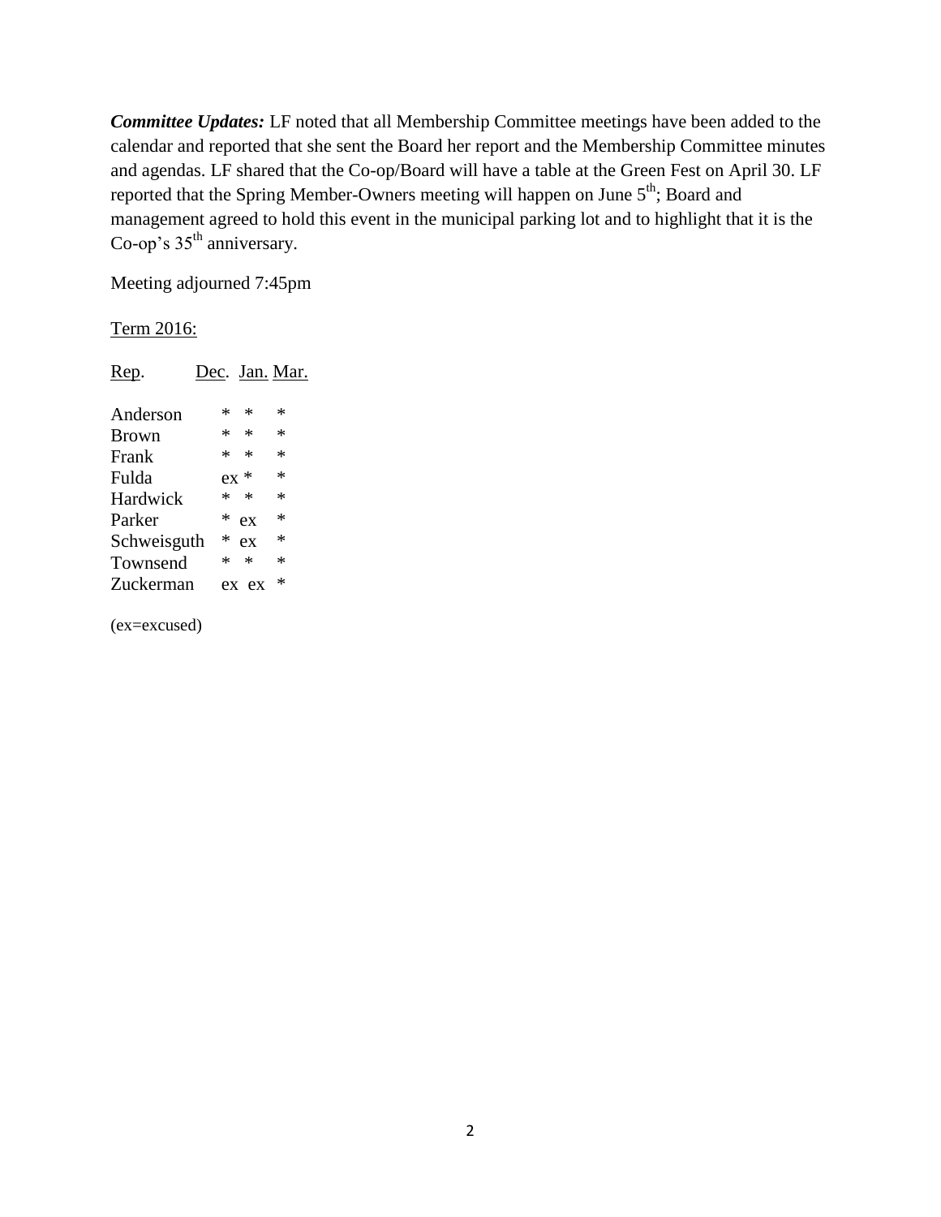***Committee Updates:*** LF noted that all Membership Committee meetings have been added to the calendar and reported that she sent the Board her report and the Membership Committee minutes and agendas. LF shared that the Co-op/Board will have a table at the Green Fest on April 30. LF reported that the Spring Member-Owners meeting will happen on June 5$^{th}$; Board and management agreed to hold this event in the municipal parking lot and to highlight that it is the Co-op's 35$^{th}$ anniversary.

Meeting adjourned 7:45pm

Term 2016:

| Rep. | Dec. | Jan. | Mar. |
|---|---|---|---|
| Anderson | * | * | * |
| Brown | * | * | * |
| Frank | * | * | * |
| Fulda | ex | * | * |
| Hardwick | * | * | * |
| Parker | * | ex | * |
| Schweisguth | * | ex | * |
| Townsend | * | * | * |
| Zuckerman | ex | ex | * |

(ex=excused)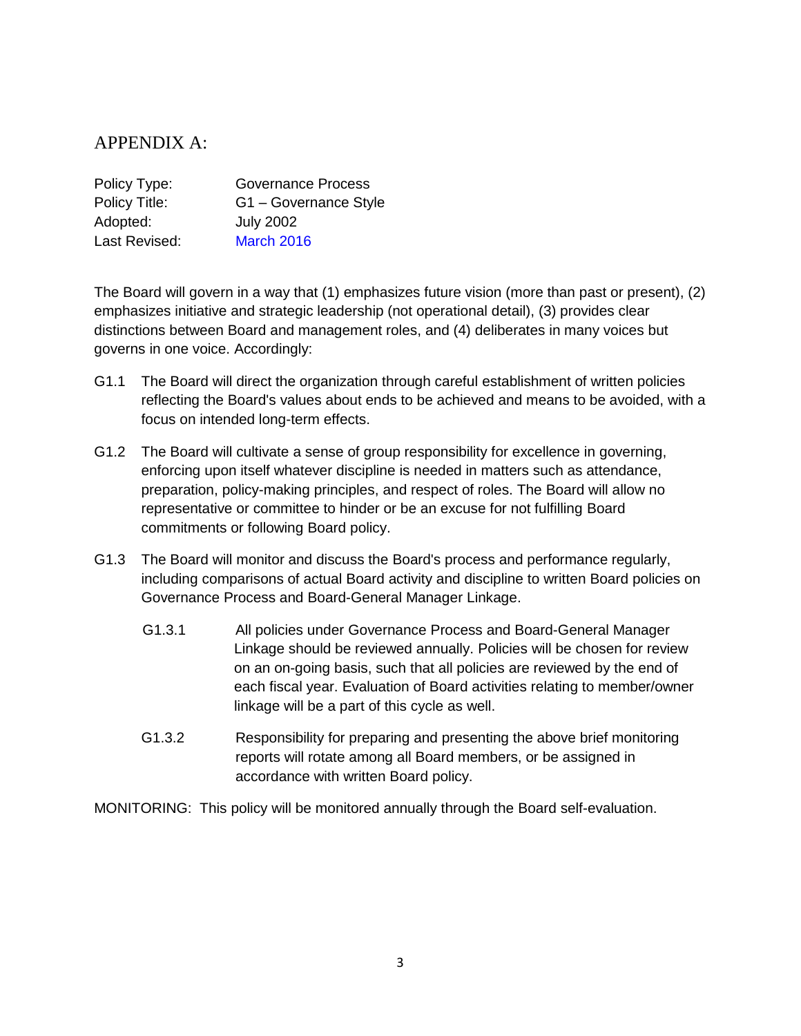## APPENDIX A:

| | |
|---|---|
| Policy Type: | Governance Process |
| Policy Title: | G1 – Governance Style |
| Adopted: | July 2002 |
| Last Revised: | March 2016 |

The Board will govern in a way that (1) emphasizes future vision (more than past or present), (2) emphasizes initiative and strategic leadership (not operational detail), (3) provides clear distinctions between Board and management roles, and (4) deliberates in many voices but governs in one voice. Accordingly:

G1.1 The Board will direct the organization through careful establishment of written policies reflecting the Board's values about ends to be achieved and means to be avoided, with a focus on intended long-term effects.

G1.2 The Board will cultivate a sense of group responsibility for excellence in governing, enforcing upon itself whatever discipline is needed in matters such as attendance, preparation, policy-making principles, and respect of roles. The Board will allow no representative or committee to hinder or be an excuse for not fulfilling Board commitments or following Board policy.

G1.3 The Board will monitor and discuss the Board's process and performance regularly, including comparisons of actual Board activity and discipline to written Board policies on Governance Process and Board-General Manager Linkage.

> G1.3.1 All policies under Governance Process and Board-General Manager Linkage should be reviewed annually. Policies will be chosen for review on an on-going basis, such that all policies are reviewed by the end of each fiscal year. Evaluation of Board activities relating to member/owner linkage will be a part of this cycle as well.
>
> G1.3.2 Responsibility for preparing and presenting the above brief monitoring reports will rotate among all Board members, or be assigned in accordance with written Board policy.

MONITORING: This policy will be monitored annually through the Board self-evaluation.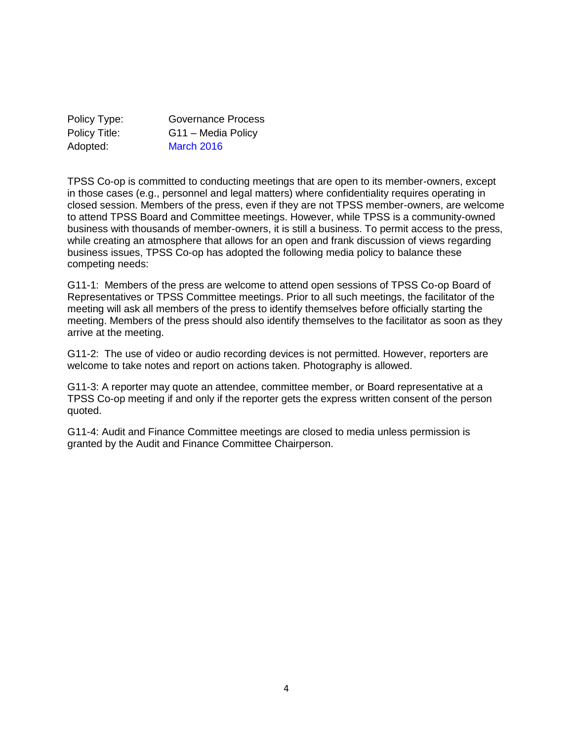Policy Type: Governance Process
Policy Title: G11 – Media Policy
Adopted: March 2016

TPSS Co-op is committed to conducting meetings that are open to its member-owners, except in those cases (e.g., personnel and legal matters) where confidentiality requires operating in closed session. Members of the press, even if they are not TPSS member-owners, are welcome to attend TPSS Board and Committee meetings. However, while TPSS is a community-owned business with thousands of member-owners, it is still a business. To permit access to the press, while creating an atmosphere that allows for an open and frank discussion of views regarding business issues, TPSS Co-op has adopted the following media policy to balance these competing needs:

G11-1: Members of the press are welcome to attend open sessions of TPSS Co-op Board of Representatives or TPSS Committee meetings. Prior to all such meetings, the facilitator of the meeting will ask all members of the press to identify themselves before officially starting the meeting. Members of the press should also identify themselves to the facilitator as soon as they arrive at the meeting.

G11-2: The use of video or audio recording devices is not permitted. However, reporters are welcome to take notes and report on actions taken. Photography is allowed.

G11-3: A reporter may quote an attendee, committee member, or Board representative at a TPSS Co-op meeting if and only if the reporter gets the express written consent of the person quoted.

G11-4: Audit and Finance Committee meetings are closed to media unless permission is granted by the Audit and Finance Committee Chairperson.